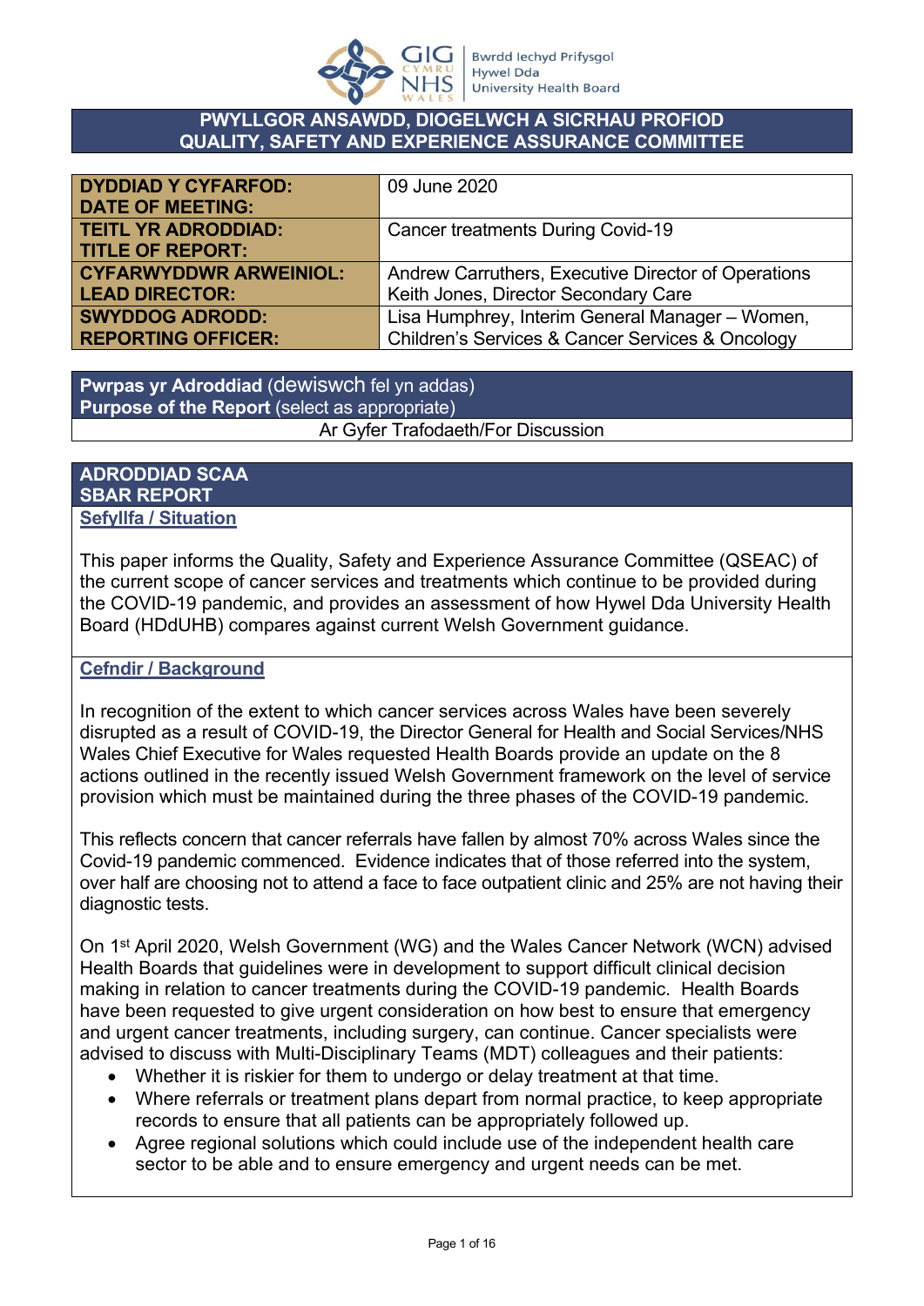# PWYLLGOR ANSAWDD, DIOGELWCH A SICRHAU PROFIOD
# QUALITY, SAFETY AND EXPERIENCE ASSURANCE COMMITTEE

| | |
|---|---|
| **DYDDIAD Y CYFARFOD: DATE OF MEETING:** | 09 June 2020 |
| **TEITL YR ADRODDIAD: TITLE OF REPORT:** | Cancer treatments During Covid-19 |
| **CYFARWYDDWR ARWEINIOL: LEAD DIRECTOR:** | Andrew Carruthers, Executive Director of Operations<br>Keith Jones, Director Secondary Care |
| **SWYDDOG ADRODD: REPORTING OFFICER:** | Lisa Humphrey, Interim General Manager – Women, Children's Services & Cancer Services & Oncology |

| **Pwrpas yr Adroddiad** (dewiswch fel yn addas)<br>**Purpose of the Report** (select as appropriate) |
|---|
| Ar Gyfer Trafodaeth/For Discussion |

## ADRODDIAD SCAA
## SBAR REPORT

### Sefyllfa / Situation

This paper informs the Quality, Safety and Experience Assurance Committee (QSEAC) of the current scope of cancer services and treatments which continue to be provided during the COVID-19 pandemic, and provides an assessment of how Hywel Dda University Health Board (HDdUHB) compares against current Welsh Government guidance.

### Cefndir / Background

In recognition of the extent to which cancer services across Wales have been severely disrupted as a result of COVID-19, the Director General for Health and Social Services/NHS Wales Chief Executive for Wales requested Health Boards provide an update on the 8 actions outlined in the recently issued Welsh Government framework on the level of service provision which must be maintained during the three phases of the COVID-19 pandemic.

This reflects concern that cancer referrals have fallen by almost 70% across Wales since the Covid-19 pandemic commenced. Evidence indicates that of those referred into the system, over half are choosing not to attend a face to face outpatient clinic and 25% are not having their diagnostic tests.

On 1st April 2020, Welsh Government (WG) and the Wales Cancer Network (WCN) advised Health Boards that guidelines were in development to support difficult clinical decision making in relation to cancer treatments during the COVID-19 pandemic. Health Boards have been requested to give urgent consideration on how best to ensure that emergency and urgent cancer treatments, including surgery, can continue. Cancer specialists were advised to discuss with Multi-Disciplinary Teams (MDT) colleagues and their patients:

- Whether it is riskier for them to undergo or delay treatment at that time.
- Where referrals or treatment plans depart from normal practice, to keep appropriate records to ensure that all patients can be appropriately followed up.
- Agree regional solutions which could include use of the independent health care sector to be able and to ensure emergency and urgent needs can be met.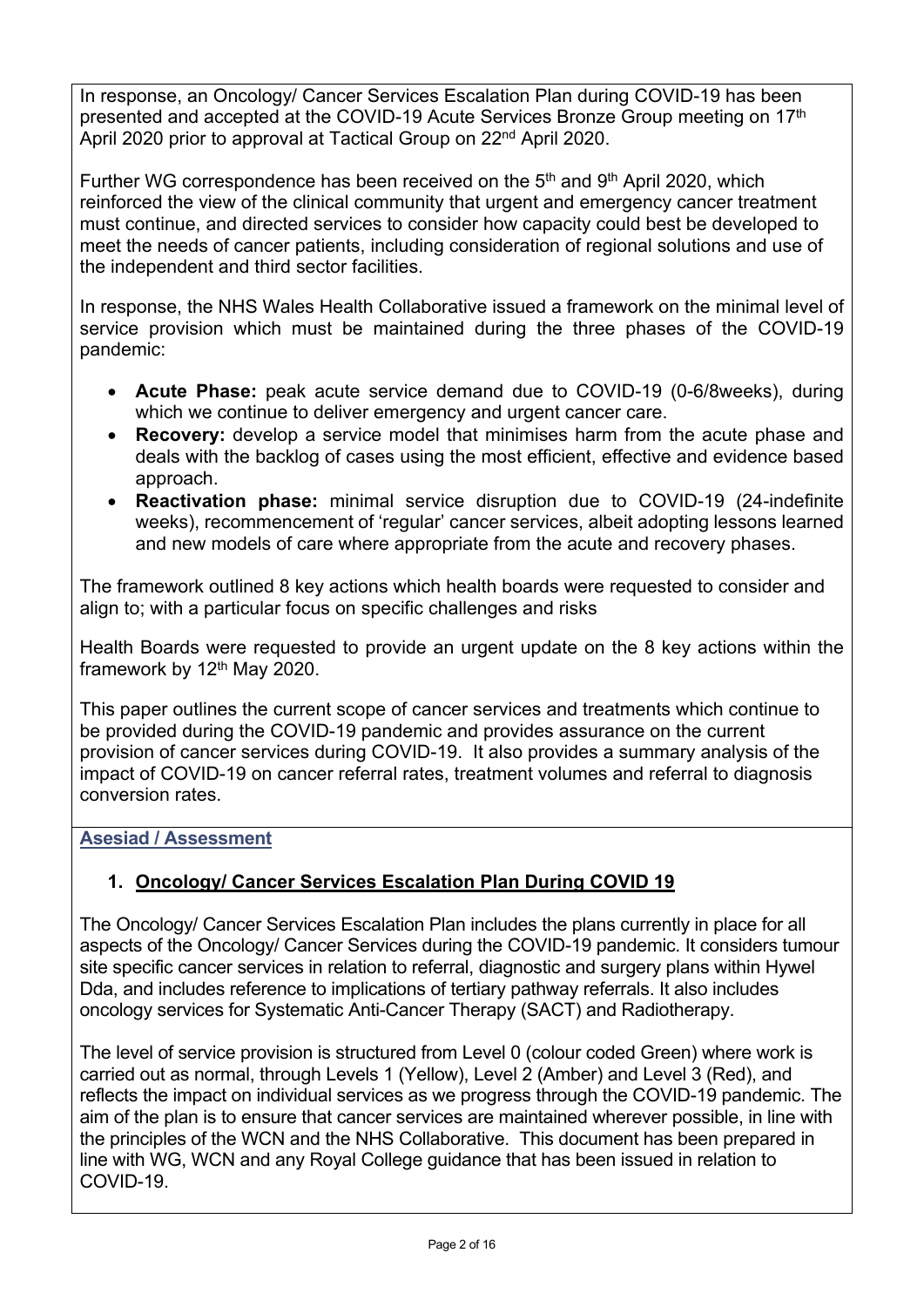In response, an Oncology/ Cancer Services Escalation Plan during COVID-19 has been presented and accepted at the COVID-19 Acute Services Bronze Group meeting on 17th April 2020 prior to approval at Tactical Group on 22nd April 2020.

Further WG correspondence has been received on the 5th and 9th April 2020, which reinforced the view of the clinical community that urgent and emergency cancer treatment must continue, and directed services to consider how capacity could best be developed to meet the needs of cancer patients, including consideration of regional solutions and use of the independent and third sector facilities.

In response, the NHS Wales Health Collaborative issued a framework on the minimal level of service provision which must be maintained during the three phases of the COVID-19 pandemic:

- **Acute Phase:** peak acute service demand due to COVID-19 (0-6/8weeks), during which we continue to deliver emergency and urgent cancer care.
- **Recovery:** develop a service model that minimises harm from the acute phase and deals with the backlog of cases using the most efficient, effective and evidence based approach.
- **Reactivation phase:** minimal service disruption due to COVID-19 (24-indefinite weeks), recommencement of 'regular' cancer services, albeit adopting lessons learned and new models of care where appropriate from the acute and recovery phases.

The framework outlined 8 key actions which health boards were requested to consider and align to; with a particular focus on specific challenges and risks

Health Boards were requested to provide an urgent update on the 8 key actions within the framework by 12th May 2020.

This paper outlines the current scope of cancer services and treatments which continue to be provided during the COVID-19 pandemic and provides assurance on the current provision of cancer services during COVID-19. It also provides a summary analysis of the impact of COVID-19 on cancer referral rates, treatment volumes and referral to diagnosis conversion rates.

## Asesiad / Assessment

### 1. Oncology/ Cancer Services Escalation Plan During COVID 19

The Oncology/ Cancer Services Escalation Plan includes the plans currently in place for all aspects of the Oncology/ Cancer Services during the COVID-19 pandemic. It considers tumour site specific cancer services in relation to referral, diagnostic and surgery plans within Hywel Dda, and includes reference to implications of tertiary pathway referrals. It also includes oncology services for Systematic Anti-Cancer Therapy (SACT) and Radiotherapy.

The level of service provision is structured from Level 0 (colour coded Green) where work is carried out as normal, through Levels 1 (Yellow), Level 2 (Amber) and Level 3 (Red), and reflects the impact on individual services as we progress through the COVID-19 pandemic. The aim of the plan is to ensure that cancer services are maintained wherever possible, in line with the principles of the WCN and the NHS Collaborative. This document has been prepared in line with WG, WCN and any Royal College guidance that has been issued in relation to COVID-19.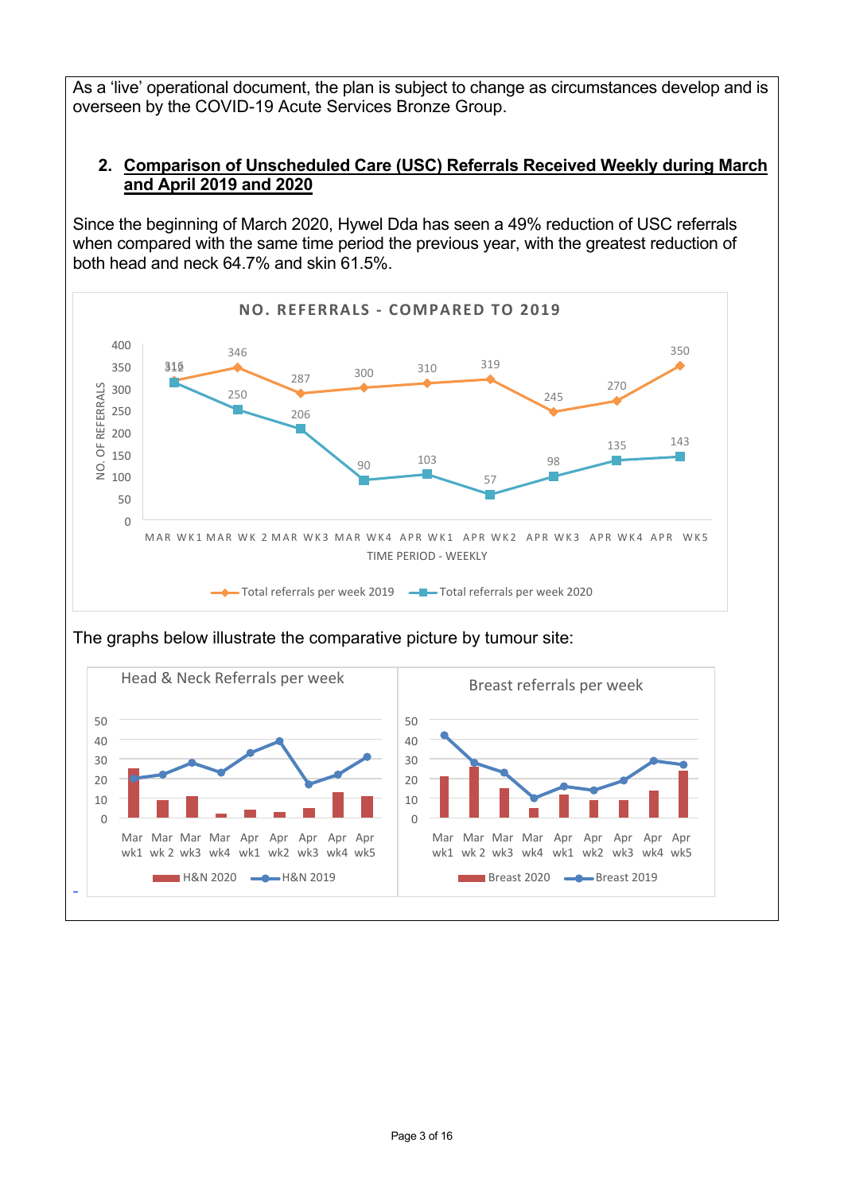As a 'live' operational document, the plan is subject to change as circumstances develop and is overseen by the COVID-19 Acute Services Bronze Group.

## 2. Comparison of Unscheduled Care (USC) Referrals Received Weekly during March and April 2019 and 2020

Since the beginning of March 2020, Hywel Dda has seen a 49% reduction of USC referrals when compared with the same time period the previous year, with the greatest reduction of both head and neck 64.7% and skin 61.5%.

**NO. REFERRALS - COMPARED TO 2019**

| TIME PERIOD - WEEKLY | Total referrals per week 2019 | Total referrals per week 2020 |
|---|---|---|
| MAR WK1 | 316 | 312 |
| MAR WK 2 | 346 | 250 |
| MAR WK3 | 287 | 206 |
| MAR WK4 | 300 | 90 |
| APR WK1 | 310 | 103 |
| APR WK2 | 319 | 57 |
| APR WK3 | 245 | 98 |
| APR WK4 | 270 | 135 |
| APR WK5 | 350 | 143 |

The graphs below illustrate the comparative picture by tumour site:

Head & Neck Referrals per week (H&N 2020, H&N 2019)

Breast referrals per week (Breast 2020, Breast 2019)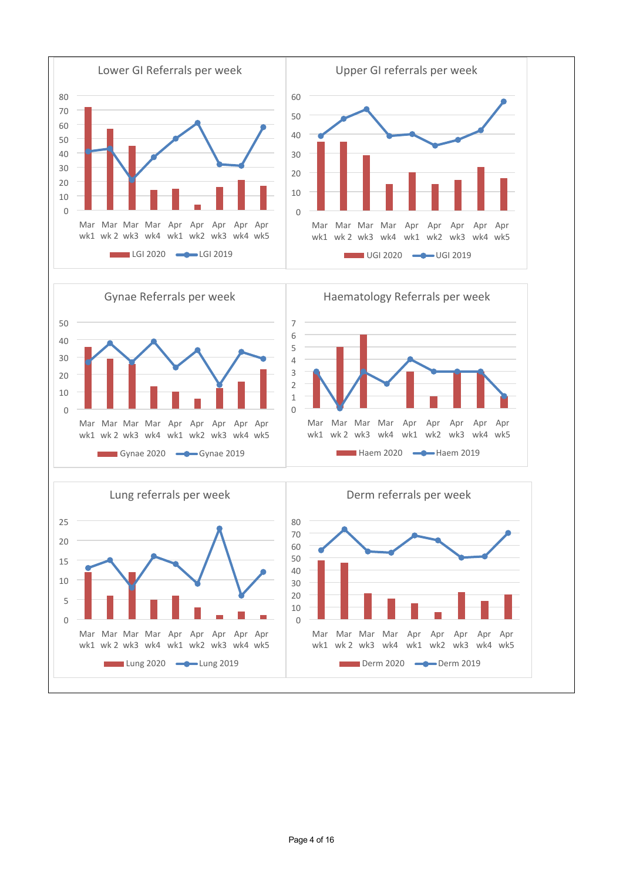Lower GI Referrals per week

LGI 2020 / LGI 2019

Upper GI referrals per week

UGI 2020 / UGI 2019

Gynae Referrals per week

Gynae 2020 / Gynae 2019

Haematology Referrals per week

Haem 2020 / Haem 2019

Lung referrals per week

Lung 2020 / Lung 2019

Derm referrals per week

Derm 2020 / Derm 2019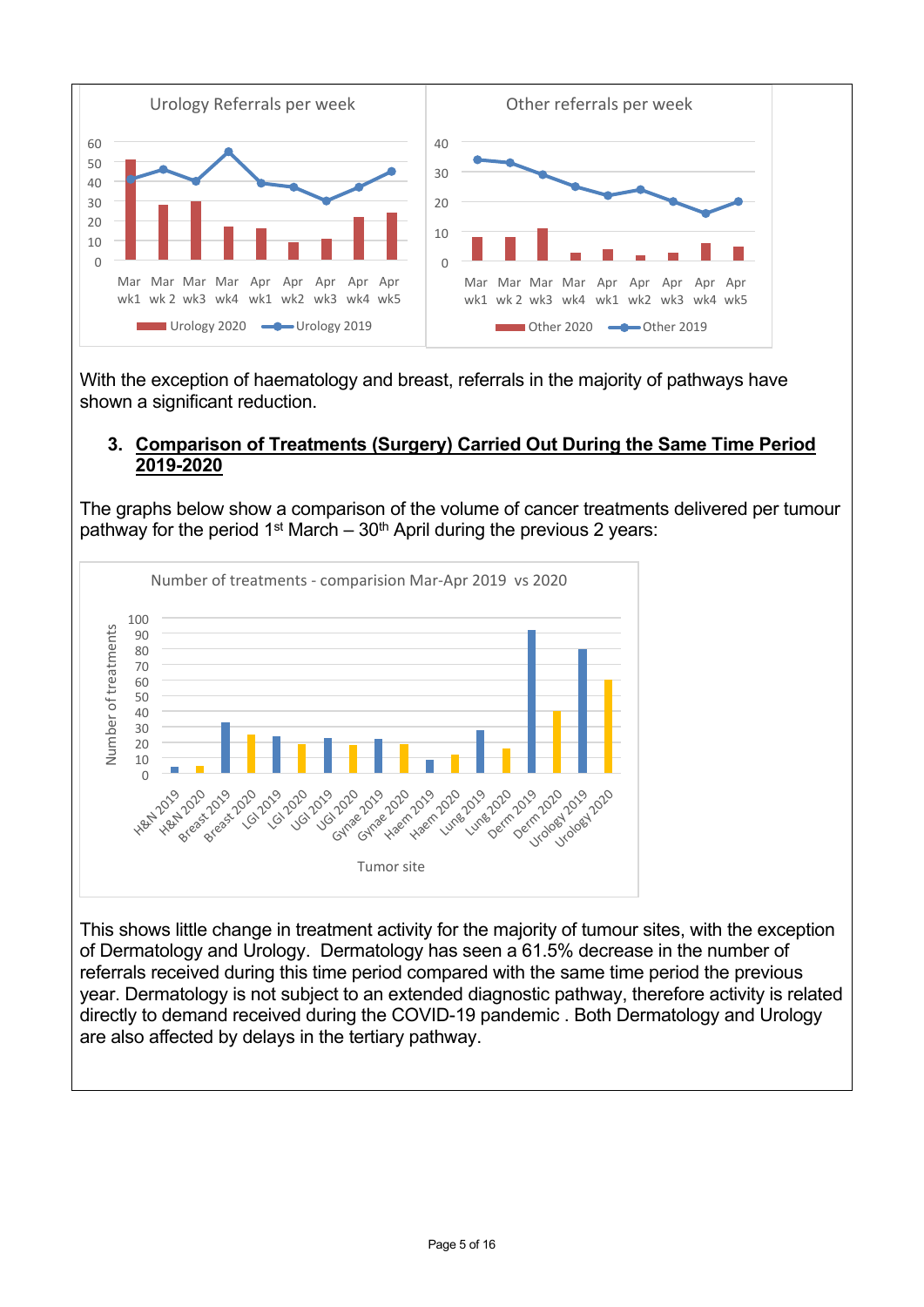With the exception of haematology and breast, referrals in the majority of pathways have shown a significant reduction.

### 3. Comparison of Treatments (Surgery) Carried Out During the Same Time Period 2019-2020

The graphs below show a comparison of the volume of cancer treatments delivered per tumour pathway for the period 1st March – 30th April during the previous 2 years:

This shows little change in treatment activity for the majority of tumour sites, with the exception of Dermatology and Urology. Dermatology has seen a 61.5% decrease in the number of referrals received during this time period compared with the same time period the previous year. Dermatology is not subject to an extended diagnostic pathway, therefore activity is related directly to demand received during the COVID-19 pandemic . Both Dermatology and Urology are also affected by delays in the tertiary pathway.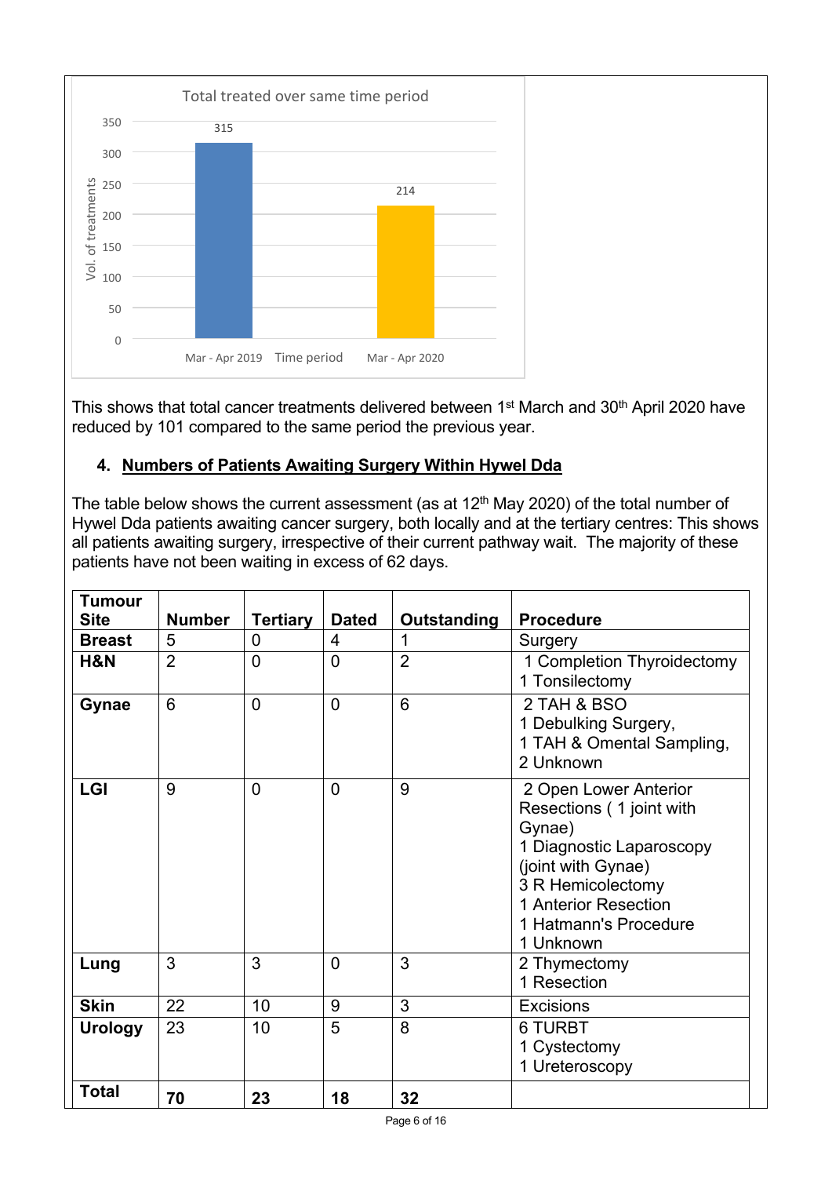This shows that total cancer treatments delivered between 1st March and 30th April 2020 have reduced by 101 compared to the same period the previous year.

## 4. Numbers of Patients Awaiting Surgery Within Hywel Dda

The table below shows the current assessment (as at 12th May 2020) of the total number of Hywel Dda patients awaiting cancer surgery, both locally and at the tertiary centres: This shows all patients awaiting surgery, irrespective of their current pathway wait. The majority of these patients have not been waiting in excess of 62 days.

| Tumour Site | Number | Tertiary | Dated | Outstanding | Procedure |
|---|---|---|---|---|---|
| **Breast** | 5 | 0 | 4 | 1 | Surgery |
| **H&N** | 2 | 0 | 0 | 2 | 1 Completion Thyroidectomy<br>1 Tonsilectomy |
| **Gynae** | 6 | 0 | 0 | 6 | 2 TAH & BSO<br>1 Debulking Surgery,<br>1 TAH & Omental Sampling,<br>2 Unknown |
| **LGI** | 9 | 0 | 0 | 9 | 2 Open Lower Anterior Resections ( 1 joint with Gynae)<br>1 Diagnostic Laparoscopy (joint with Gynae)<br>3 R Hemicolectomy<br>1 Anterior Resection<br>1 Hatmann's Procedure<br>1 Unknown |
| **Lung** | 3 | 3 | 0 | 3 | 2 Thymectomy<br>1 Resection |
| **Skin** | 22 | 10 | 9 | 3 | Excisions |
| **Urology** | 23 | 10 | 5 | 8 | 6 TURBT<br>1 Cystectomy<br>1 Ureteroscopy |
| **Total** | **70** | **23** | **18** | **32** | |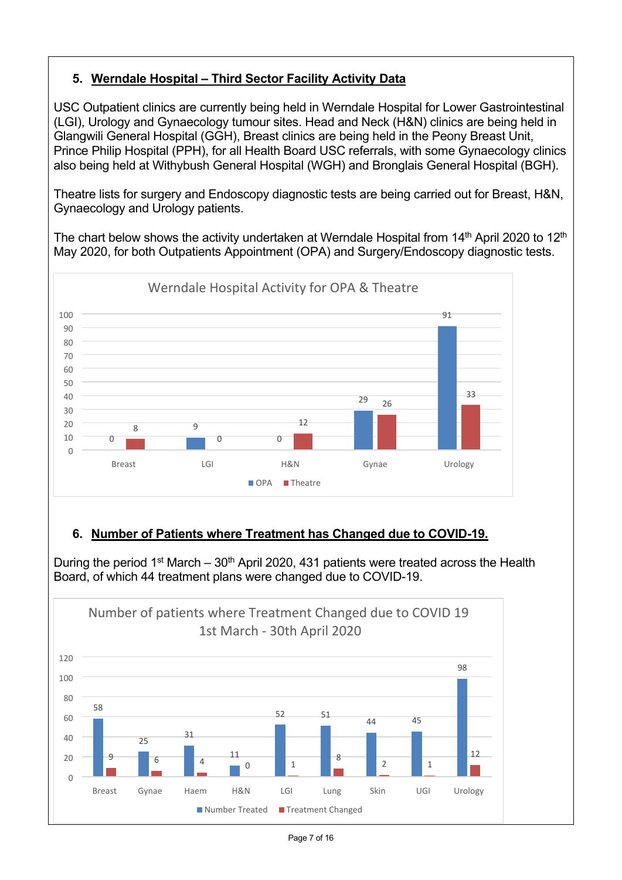## 5. Werndale Hospital – Third Sector Facility Activity Data

USC Outpatient clinics are currently being held in Werndale Hospital for Lower Gastrointestinal (LGI), Urology and Gynaecology tumour sites. Head and Neck (H&N) clinics are being held in Glangwili General Hospital (GGH), Breast clinics are being held in the Peony Breast Unit, Prince Philip Hospital (PPH), for all Health Board USC referrals, with some Gynaecology clinics also being held at Withybush General Hospital (WGH) and Bronglais General Hospital (BGH).

Theatre lists for surgery and Endoscopy diagnostic tests are being carried out for Breast, H&N, Gynaecology and Urology patients.

The chart below shows the activity undertaken at Werndale Hospital from 14th April 2020 to 12th May 2020, for both Outpatients Appointment (OPA) and Surgery/Endoscopy diagnostic tests.

**Werndale Hospital Activity for OPA & Theatre**

| | OPA | Theatre |
|---|---|---|
| Breast | 0 | 8 |
| LGI | 9 | 0 |
| H&N | 0 | 12 |
| Gynae | 29 | 26 |
| Urology | 91 | 33 |

## 6. Number of Patients where Treatment has Changed due to COVID-19.

During the period 1st March – 30th April 2020, 431 patients were treated across the Health Board, of which 44 treatment plans were changed due to COVID-19.

**Number of patients where Treatment Changed due to COVID 19 1st March - 30th April 2020**

| | Number Treated | Treatment Changed |
|---|---|---|
| Breast | 58 | 9 |
| Gynae | 25 | 6 |
| Haem | 31 | 4 |
| H&N | 11 | 0 |
| LGI | 52 | 1 |
| Lung | 51 | 8 |
| Skin | 44 | 2 |
| UGI | 45 | 1 |
| Urology | 98 | 12 |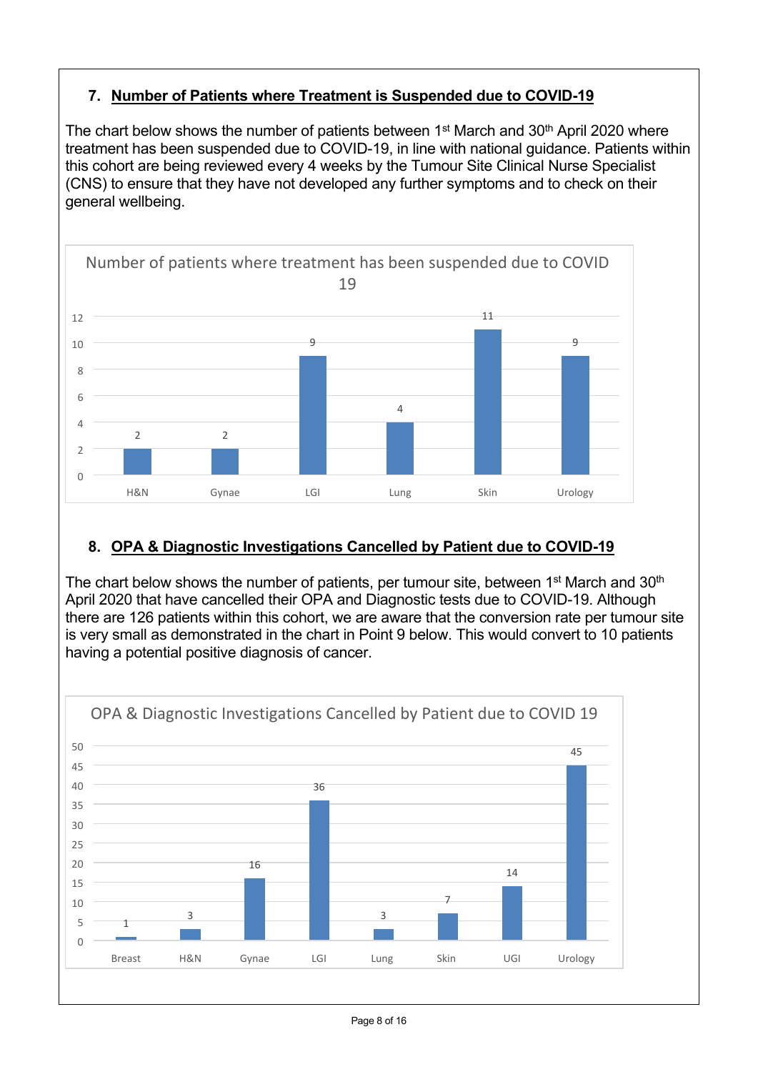## 7. Number of Patients where Treatment is Suspended due to COVID-19

The chart below shows the number of patients between 1st March and 30th April 2020 where treatment has been suspended due to COVID-19, in line with national guidance. Patients within this cohort are being reviewed every 4 weeks by the Tumour Site Clinical Nurse Specialist (CNS) to ensure that they have not developed any further symptoms and to check on their general wellbeing.

Number of patients where treatment has been suspended due to COVID 19

| Tumour Site | Number of patients |
|---|---|
| H&N | 2 |
| Gynae | 2 |
| LGI | 9 |
| Lung | 4 |
| Skin | 11 |
| Urology | 9 |

## 8. OPA & Diagnostic Investigations Cancelled by Patient due to COVID-19

The chart below shows the number of patients, per tumour site, between 1st March and 30th April 2020 that have cancelled their OPA and Diagnostic tests due to COVID-19. Although there are 126 patients within this cohort, we are aware that the conversion rate per tumour site is very small as demonstrated in the chart in Point 9 below. This would convert to 10 patients having a potential positive diagnosis of cancer.

OPA & Diagnostic Investigations Cancelled by Patient due to COVID 19

| Tumour Site | Number of patients |
|---|---|
| Breast | 1 |
| H&N | 3 |
| Gynae | 16 |
| LGI | 36 |
| Lung | 3 |
| Skin | 7 |
| UGI | 14 |
| Urology | 45 |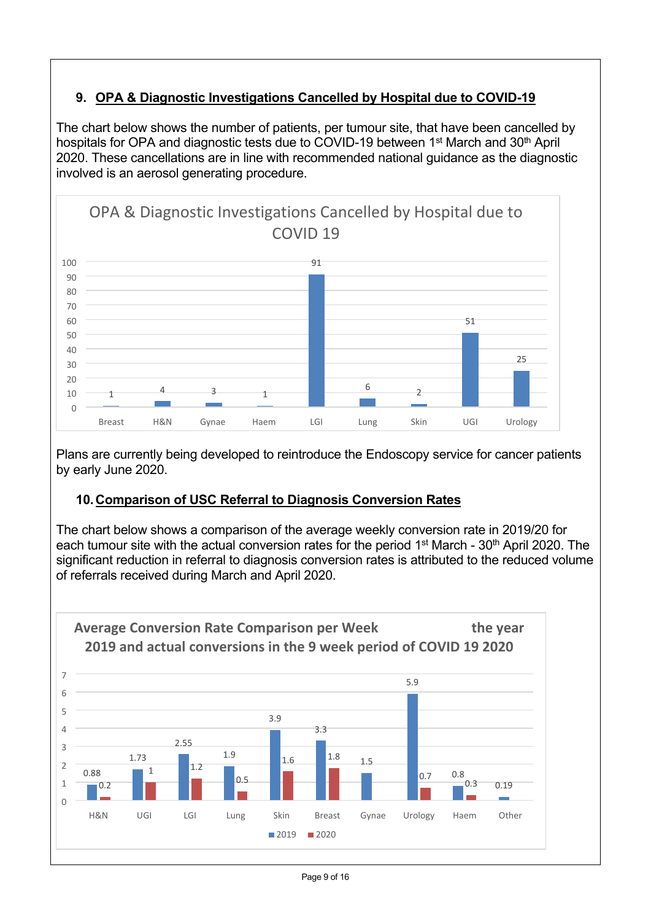## 9. OPA & Diagnostic Investigations Cancelled by Hospital due to COVID-19

The chart below shows the number of patients, per tumour site, that have been cancelled by hospitals for OPA and diagnostic tests due to COVID-19 between 1st March and 30th April 2020. These cancellations are in line with recommended national guidance as the diagnostic involved is an aerosol generating procedure.

**OPA & Diagnostic Investigations Cancelled by Hospital due to COVID 19**

| Tumour site | Cancelled |
|---|---|
| Breast | 1 |
| H&N | 4 |
| Gynae | 3 |
| Haem | 1 |
| LGI | 91 |
| Lung | 6 |
| Skin | 2 |
| UGI | 51 |
| Urology | 25 |

Plans are currently being developed to reintroduce the Endoscopy service for cancer patients by early June 2020.

## 10. Comparison of USC Referral to Diagnosis Conversion Rates

The chart below shows a comparison of the average weekly conversion rate in 2019/20 for each tumour site with the actual conversion rates for the period 1st March - 30th April 2020. The significant reduction in referral to diagnosis conversion rates is attributed to the reduced volume of referrals received during March and April 2020.

**Average Conversion Rate Comparison per Week the year 2019 and actual conversions in the 9 week period of COVID 19 2020**

| Tumour site | 2019 | 2020 |
|---|---|---|
| H&N | 0.88 | 0.2 |
| UGI | 1.73 | 1 |
| LGI | 2.55 | 1.2 |
| Lung | 1.9 | 0.5 |
| Skin | 3.9 | 1.6 |
| Breast | 3.3 | 1.8 |
| Gynae | 1.5 | |
| Urology | 5.9 | 0.7 |
| Haem | 0.8 | 0.3 |
| Other | 0.19 | |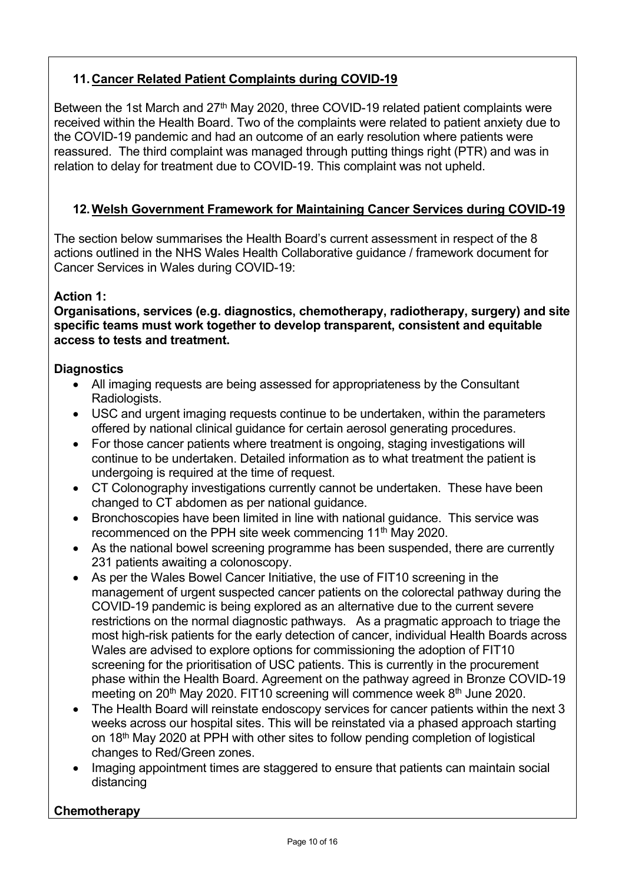## 11. Cancer Related Patient Complaints during COVID-19

Between the 1st March and 27th May 2020, three COVID-19 related patient complaints were received within the Health Board. Two of the complaints were related to patient anxiety due to the COVID-19 pandemic and had an outcome of an early resolution where patients were reassured. The third complaint was managed through putting things right (PTR) and was in relation to delay for treatment due to COVID-19. This complaint was not upheld.

## 12. Welsh Government Framework for Maintaining Cancer Services during COVID-19

The section below summarises the Health Board's current assessment in respect of the 8 actions outlined in the NHS Wales Health Collaborative guidance / framework document for Cancer Services in Wales during COVID-19:

**Action 1:**
**Organisations, services (e.g. diagnostics, chemotherapy, radiotherapy, surgery) and site specific teams must work together to develop transparent, consistent and equitable access to tests and treatment.**

**Diagnostics**

- All imaging requests are being assessed for appropriateness by the Consultant Radiologists.
- USC and urgent imaging requests continue to be undertaken, within the parameters offered by national clinical guidance for certain aerosol generating procedures.
- For those cancer patients where treatment is ongoing, staging investigations will continue to be undertaken. Detailed information as to what treatment the patient is undergoing is required at the time of request.
- CT Colonography investigations currently cannot be undertaken. These have been changed to CT abdomen as per national guidance.
- Bronchoscopies have been limited in line with national guidance. This service was recommenced on the PPH site week commencing 11th May 2020.
- As the national bowel screening programme has been suspended, there are currently 231 patients awaiting a colonoscopy.
- As per the Wales Bowel Cancer Initiative, the use of FIT10 screening in the management of urgent suspected cancer patients on the colorectal pathway during the COVID-19 pandemic is being explored as an alternative due to the current severe restrictions on the normal diagnostic pathways. As a pragmatic approach to triage the most high-risk patients for the early detection of cancer, individual Health Boards across Wales are advised to explore options for commissioning the adoption of FIT10 screening for the prioritisation of USC patients. This is currently in the procurement phase within the Health Board. Agreement on the pathway agreed in Bronze COVID-19 meeting on 20th May 2020. FIT10 screening will commence week 8th June 2020.
- The Health Board will reinstate endoscopy services for cancer patients within the next 3 weeks across our hospital sites. This will be reinstated via a phased approach starting on 18th May 2020 at PPH with other sites to follow pending completion of logistical changes to Red/Green zones.
- Imaging appointment times are staggered to ensure that patients can maintain social distancing

**Chemotherapy**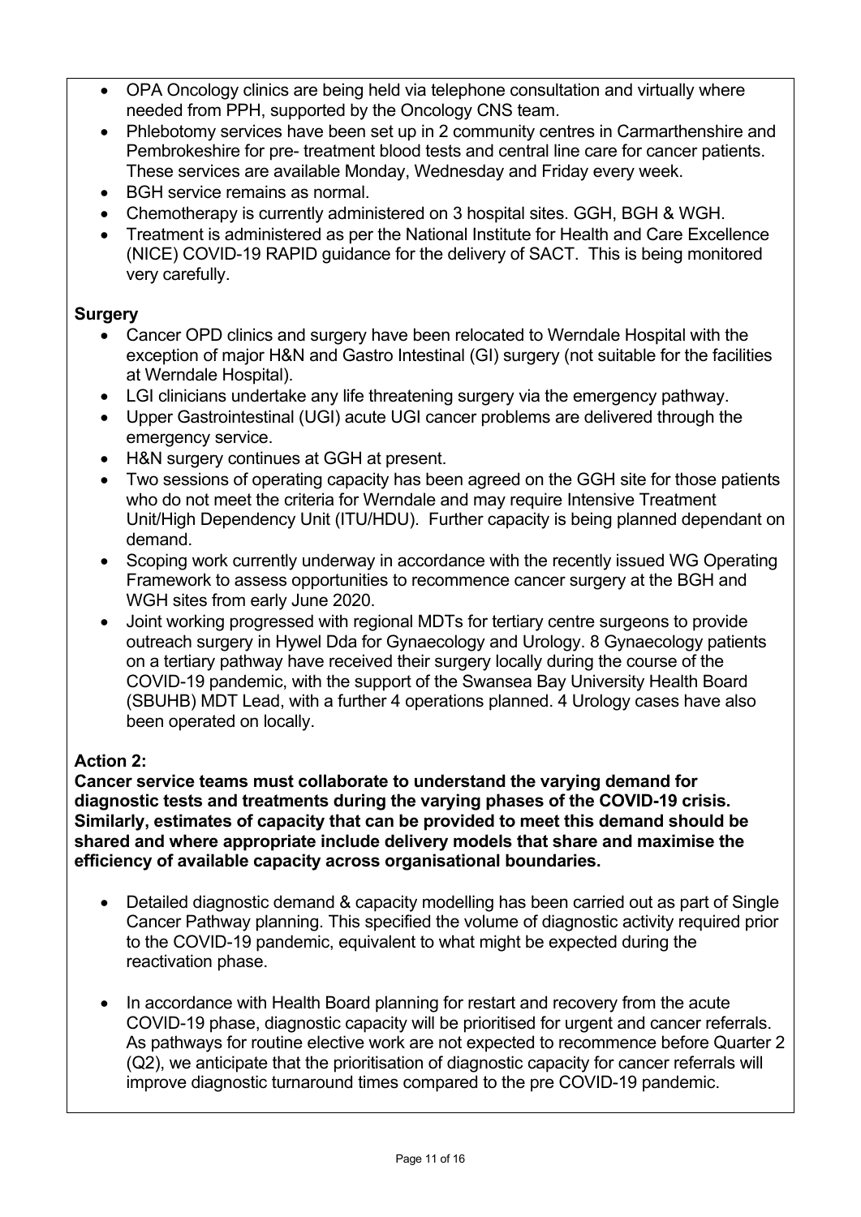- OPA Oncology clinics are being held via telephone consultation and virtually where needed from PPH, supported by the Oncology CNS team.
- Phlebotomy services have been set up in 2 community centres in Carmarthenshire and Pembrokeshire for pre- treatment blood tests and central line care for cancer patients. These services are available Monday, Wednesday and Friday every week.
- BGH service remains as normal.
- Chemotherapy is currently administered on 3 hospital sites. GGH, BGH & WGH.
- Treatment is administered as per the National Institute for Health and Care Excellence (NICE) COVID-19 RAPID guidance for the delivery of SACT. This is being monitored very carefully.

**Surgery**

- Cancer OPD clinics and surgery have been relocated to Werndale Hospital with the exception of major H&N and Gastro Intestinal (GI) surgery (not suitable for the facilities at Werndale Hospital).
- LGI clinicians undertake any life threatening surgery via the emergency pathway.
- Upper Gastrointestinal (UGI) acute UGI cancer problems are delivered through the emergency service.
- H&N surgery continues at GGH at present.
- Two sessions of operating capacity has been agreed on the GGH site for those patients who do not meet the criteria for Werndale and may require Intensive Treatment Unit/High Dependency Unit (ITU/HDU). Further capacity is being planned dependant on demand.
- Scoping work currently underway in accordance with the recently issued WG Operating Framework to assess opportunities to recommence cancer surgery at the BGH and WGH sites from early June 2020.
- Joint working progressed with regional MDTs for tertiary centre surgeons to provide outreach surgery in Hywel Dda for Gynaecology and Urology. 8 Gynaecology patients on a tertiary pathway have received their surgery locally during the course of the COVID-19 pandemic, with the support of the Swansea Bay University Health Board (SBUHB) MDT Lead, with a further 4 operations planned. 4 Urology cases have also been operated on locally.

**Action 2:**
**Cancer service teams must collaborate to understand the varying demand for diagnostic tests and treatments during the varying phases of the COVID-19 crisis. Similarly, estimates of capacity that can be provided to meet this demand should be shared and where appropriate include delivery models that share and maximise the efficiency of available capacity across organisational boundaries.**

- Detailed diagnostic demand & capacity modelling has been carried out as part of Single Cancer Pathway planning. This specified the volume of diagnostic activity required prior to the COVID-19 pandemic, equivalent to what might be expected during the reactivation phase.

- In accordance with Health Board planning for restart and recovery from the acute COVID-19 phase, diagnostic capacity will be prioritised for urgent and cancer referrals. As pathways for routine elective work are not expected to recommence before Quarter 2 (Q2), we anticipate that the prioritisation of diagnostic capacity for cancer referrals will improve diagnostic turnaround times compared to the pre COVID-19 pandemic.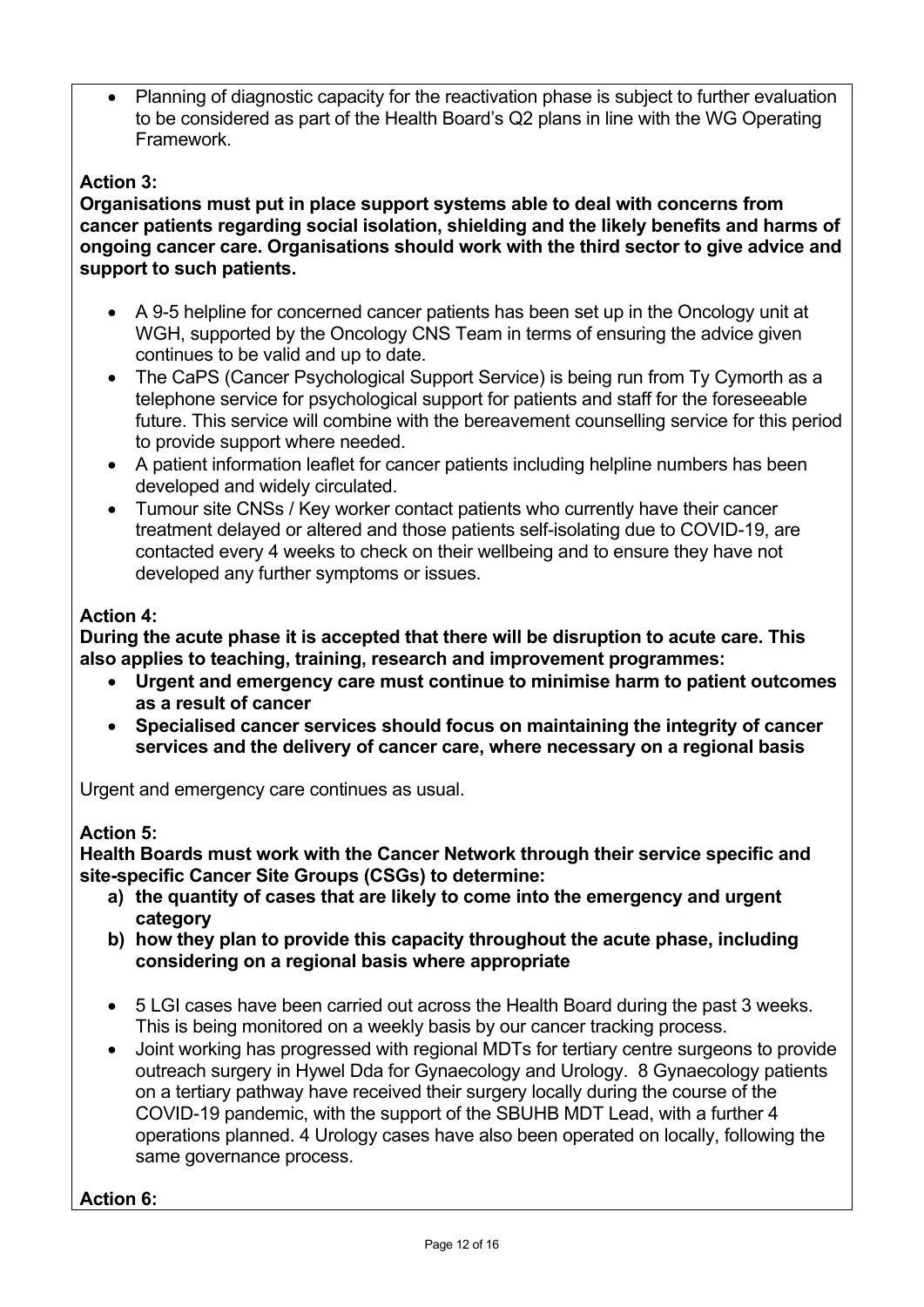- Planning of diagnostic capacity for the reactivation phase is subject to further evaluation to be considered as part of the Health Board's Q2 plans in line with the WG Operating Framework.

**Action 3:**

**Organisations must put in place support systems able to deal with concerns from cancer patients regarding social isolation, shielding and the likely benefits and harms of ongoing cancer care. Organisations should work with the third sector to give advice and support to such patients.**

- A 9-5 helpline for concerned cancer patients has been set up in the Oncology unit at WGH, supported by the Oncology CNS Team in terms of ensuring the advice given continues to be valid and up to date.
- The CaPS (Cancer Psychological Support Service) is being run from Ty Cymorth as a telephone service for psychological support for patients and staff for the foreseeable future. This service will combine with the bereavement counselling service for this period to provide support where needed.
- A patient information leaflet for cancer patients including helpline numbers has been developed and widely circulated.
- Tumour site CNSs / Key worker contact patients who currently have their cancer treatment delayed or altered and those patients self-isolating due to COVID-19, are contacted every 4 weeks to check on their wellbeing and to ensure they have not developed any further symptoms or issues.

**Action 4:**

**During the acute phase it is accepted that there will be disruption to acute care. This also applies to teaching, training, research and improvement programmes:**

- **Urgent and emergency care must continue to minimise harm to patient outcomes as a result of cancer**
- **Specialised cancer services should focus on maintaining the integrity of cancer services and the delivery of cancer care, where necessary on a regional basis**

Urgent and emergency care continues as usual.

**Action 5:**

**Health Boards must work with the Cancer Network through their service specific and site-specific Cancer Site Groups (CSGs) to determine:**

**a) the quantity of cases that are likely to come into the emergency and urgent category**

**b) how they plan to provide this capacity throughout the acute phase, including considering on a regional basis where appropriate**

- 5 LGI cases have been carried out across the Health Board during the past 3 weeks. This is being monitored on a weekly basis by our cancer tracking process.
- Joint working has progressed with regional MDTs for tertiary centre surgeons to provide outreach surgery in Hywel Dda for Gynaecology and Urology. 8 Gynaecology patients on a tertiary pathway have received their surgery locally during the course of the COVID-19 pandemic, with the support of the SBUHB MDT Lead, with a further 4 operations planned. 4 Urology cases have also been operated on locally, following the same governance process.

**Action 6:**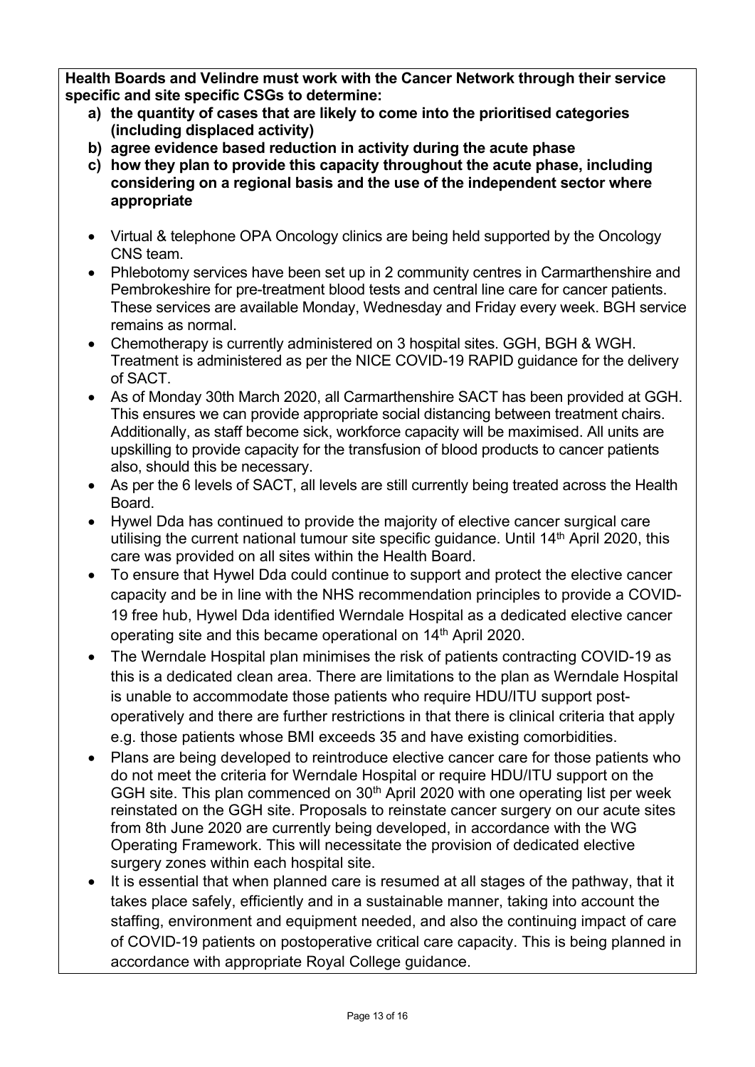**Health Boards and Velindre must work with the Cancer Network through their service specific and site specific CSGs to determine:**

a) **the quantity of cases that are likely to come into the prioritised categories (including displaced activity)**
b) **agree evidence based reduction in activity during the acute phase**
c) **how they plan to provide this capacity throughout the acute phase, including considering on a regional basis and the use of the independent sector where appropriate**

- Virtual & telephone OPA Oncology clinics are being held supported by the Oncology CNS team.
- Phlebotomy services have been set up in 2 community centres in Carmarthenshire and Pembrokeshire for pre-treatment blood tests and central line care for cancer patients. These services are available Monday, Wednesday and Friday every week. BGH service remains as normal.
- Chemotherapy is currently administered on 3 hospital sites. GGH, BGH & WGH. Treatment is administered as per the NICE COVID-19 RAPID guidance for the delivery of SACT.
- As of Monday 30th March 2020, all Carmarthenshire SACT has been provided at GGH. This ensures we can provide appropriate social distancing between treatment chairs. Additionally, as staff become sick, workforce capacity will be maximised. All units are upskilling to provide capacity for the transfusion of blood products to cancer patients also, should this be necessary.
- As per the 6 levels of SACT, all levels are still currently being treated across the Health Board.
- Hywel Dda has continued to provide the majority of elective cancer surgical care utilising the current national tumour site specific guidance. Until 14th April 2020, this care was provided on all sites within the Health Board.
- To ensure that Hywel Dda could continue to support and protect the elective cancer capacity and be in line with the NHS recommendation principles to provide a COVID-19 free hub, Hywel Dda identified Werndale Hospital as a dedicated elective cancer operating site and this became operational on 14th April 2020.
- The Werndale Hospital plan minimises the risk of patients contracting COVID-19 as this is a dedicated clean area. There are limitations to the plan as Werndale Hospital is unable to accommodate those patients who require HDU/ITU support post-operatively and there are further restrictions in that there is clinical criteria that apply e.g. those patients whose BMI exceeds 35 and have existing comorbidities.
- Plans are being developed to reintroduce elective cancer care for those patients who do not meet the criteria for Werndale Hospital or require HDU/ITU support on the GGH site. This plan commenced on 30th April 2020 with one operating list per week reinstated on the GGH site. Proposals to reinstate cancer surgery on our acute sites from 8th June 2020 are currently being developed, in accordance with the WG Operating Framework. This will necessitate the provision of dedicated elective surgery zones within each hospital site.
- It is essential that when planned care is resumed at all stages of the pathway, that it takes place safely, efficiently and in a sustainable manner, taking into account the staffing, environment and equipment needed, and also the continuing impact of care of COVID-19 patients on postoperative critical care capacity. This is being planned in accordance with appropriate Royal College guidance.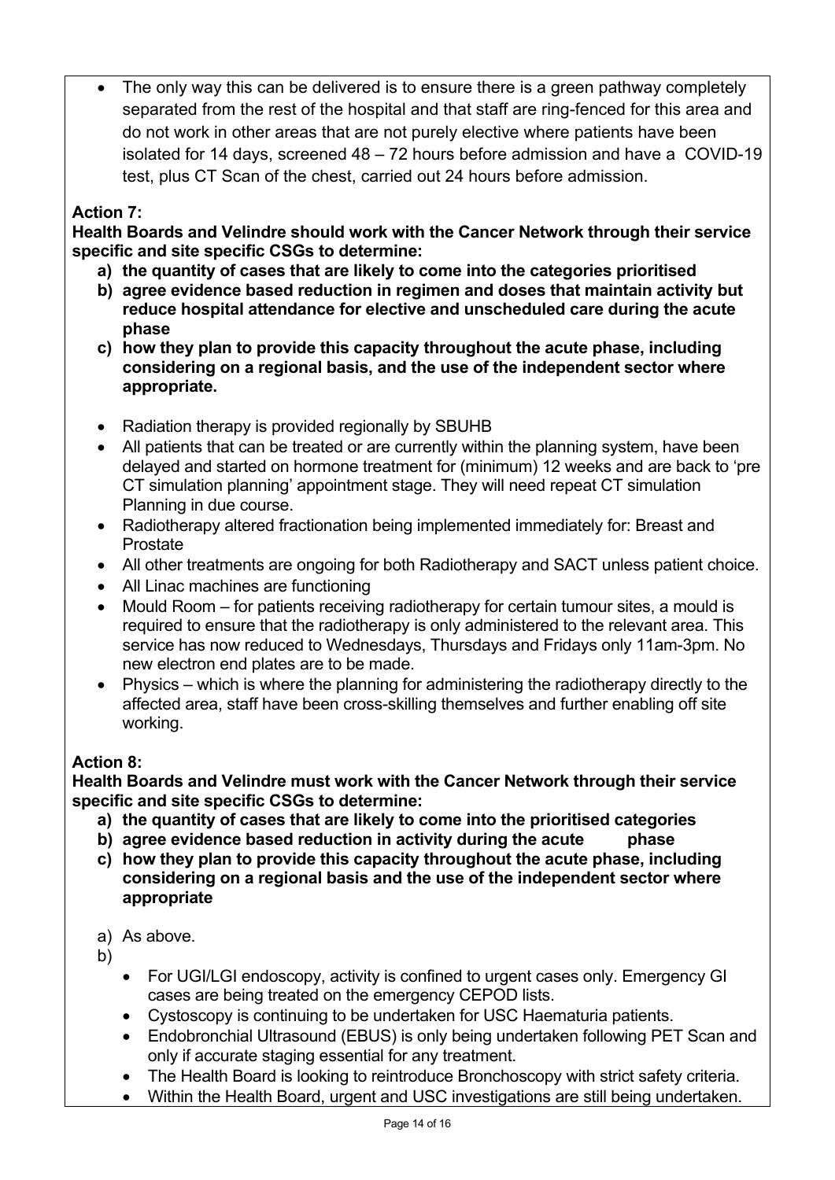- The only way this can be delivered is to ensure there is a green pathway completely separated from the rest of the hospital and that staff are ring-fenced for this area and do not work in other areas that are not purely elective where patients have been isolated for 14 days, screened 48 – 72 hours before admission and have a COVID-19 test, plus CT Scan of the chest, carried out 24 hours before admission.

**Action 7:**

**Health Boards and Velindre should work with the Cancer Network through their service specific and site specific CSGs to determine:**

- **a) the quantity of cases that are likely to come into the categories prioritised**
- **b) agree evidence based reduction in regimen and doses that maintain activity but reduce hospital attendance for elective and unscheduled care during the acute phase**
- **c) how they plan to provide this capacity throughout the acute phase, including considering on a regional basis, and the use of the independent sector where appropriate.**

- Radiation therapy is provided regionally by SBUHB
- All patients that can be treated or are currently within the planning system, have been delayed and started on hormone treatment for (minimum) 12 weeks and are back to 'pre CT simulation planning' appointment stage. They will need repeat CT simulation Planning in due course.
- Radiotherapy altered fractionation being implemented immediately for: Breast and Prostate
- All other treatments are ongoing for both Radiotherapy and SACT unless patient choice.
- All Linac machines are functioning
- Mould Room – for patients receiving radiotherapy for certain tumour sites, a mould is required to ensure that the radiotherapy is only administered to the relevant area. This service has now reduced to Wednesdays, Thursdays and Fridays only 11am-3pm. No new electron end plates are to be made.
- Physics – which is where the planning for administering the radiotherapy directly to the affected area, staff have been cross-skilling themselves and further enabling off site working.

**Action 8:**

**Health Boards and Velindre must work with the Cancer Network through their service specific and site specific CSGs to determine:**

- **a) the quantity of cases that are likely to come into the prioritised categories**
- **b) agree evidence based reduction in activity during the acute phase**
- **c) how they plan to provide this capacity throughout the acute phase, including considering on a regional basis and the use of the independent sector where appropriate**

a) As above.

b)
- For UGI/LGI endoscopy, activity is confined to urgent cases only. Emergency GI cases are being treated on the emergency CEPOD lists.
- Cystoscopy is continuing to be undertaken for USC Haematuria patients.
- Endobronchial Ultrasound (EBUS) is only being undertaken following PET Scan and only if accurate staging essential for any treatment.
- The Health Board is looking to reintroduce Bronchoscopy with strict safety criteria.
- Within the Health Board, urgent and USC investigations are still being undertaken.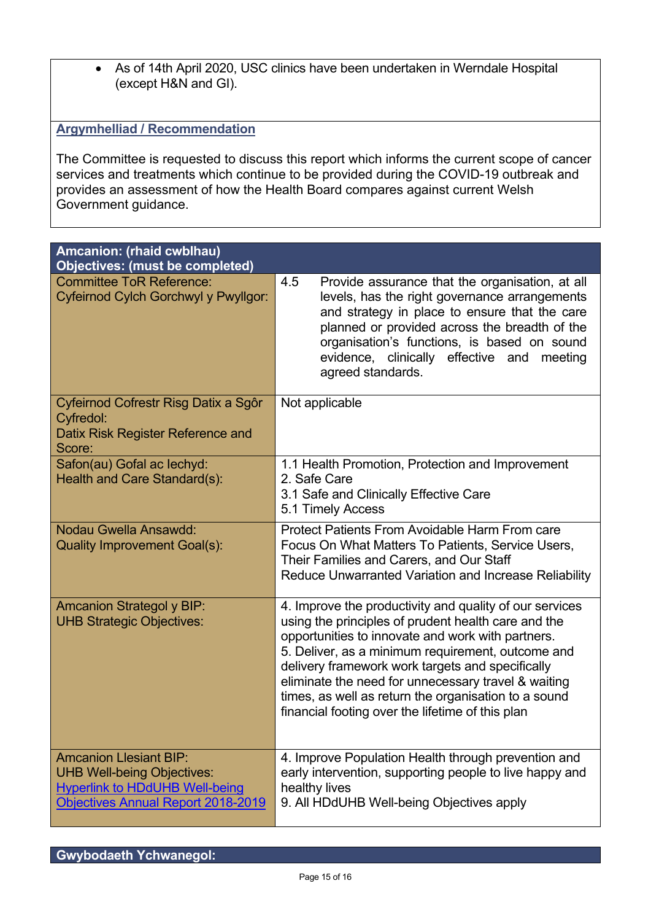- As of 14th April 2020, USC clinics have been undertaken in Werndale Hospital (except H&N and GI).

**Argymhelliad / Recommendation**

The Committee is requested to discuss this report which informs the current scope of cancer services and treatments which continue to be provided during the COVID-19 outbreak and provides an assessment of how the Health Board compares against current Welsh Government guidance.

| **Amcanion: (rhaid cwblhau)<br>Objectives: (must be completed)** | |
|---|---|
| Committee ToR Reference:<br>Cyfeirnod Cylch Gorchwyl y Pwyllgor: | 4.5 Provide assurance that the organisation, at all levels, has the right governance arrangements and strategy in place to ensure that the care planned or provided across the breadth of the organisation's functions, is based on sound evidence, clinically effective and meeting agreed standards. |
| Cyfeirnod Cofrestr Risg Datix a Sgôr Cyfredol:<br>Datix Risk Register Reference and Score: | Not applicable |
| Safon(au) Gofal ac Iechyd:<br>Health and Care Standard(s): | 1.1 Health Promotion, Protection and Improvement<br>2. Safe Care<br>3.1 Safe and Clinically Effective Care<br>5.1 Timely Access |
| Nodau Gwella Ansawdd:<br>Quality Improvement Goal(s): | Protect Patients From Avoidable Harm From care<br>Focus On What Matters To Patients, Service Users, Their Families and Carers, and Our Staff<br>Reduce Unwarranted Variation and Increase Reliability |
| Amcanion Strategol y BIP:<br>UHB Strategic Objectives: | 4. Improve the productivity and quality of our services using the principles of prudent health care and the opportunities to innovate and work with partners.<br>5. Deliver, as a minimum requirement, outcome and delivery framework work targets and specifically eliminate the need for unnecessary travel & waiting times, as well as return the organisation to a sound financial footing over the lifetime of this plan |
| Amcanion Llesiant BIP:<br>UHB Well-being Objectives:<br>Hyperlink to HDdUHB Well-being Objectives Annual Report 2018-2019 | 4. Improve Population Health through prevention and early intervention, supporting people to live happy and healthy lives<br>9. All HDdUHB Well-being Objectives apply |

**Gwybodaeth Ychwanegol:**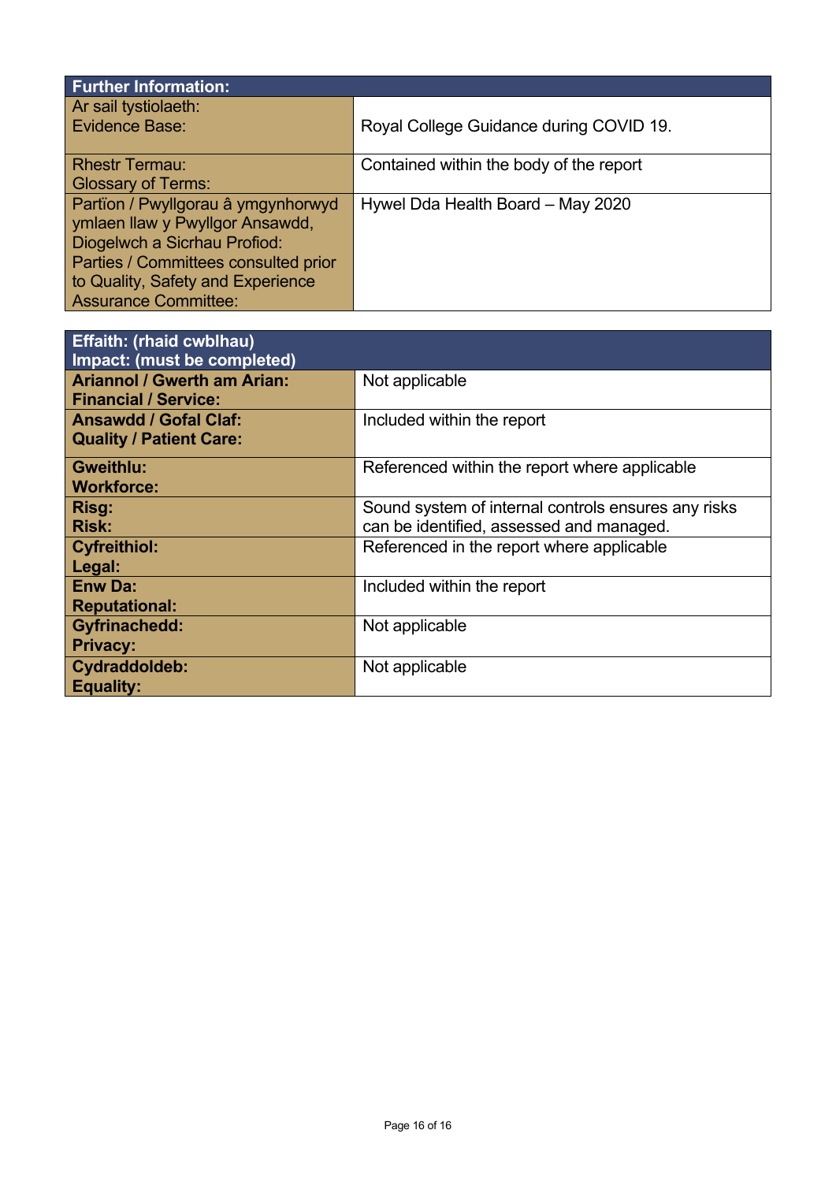| Further Information: | |
|---|---|
| Ar sail tystiolaeth:<br>Evidence Base: | Royal College Guidance during COVID 19. |
| Rhestr Termau:<br>Glossary of Terms: | Contained within the body of the report |
| Partïon / Pwyllgorau â ymgynhorwyd ymlaen llaw y Pwyllgor Ansawdd, Diogelwch a Sicrhau Profiod:<br>Parties / Committees consulted prior to Quality, Safety and Experience Assurance Committee: | Hywel Dda Health Board – May 2020 |

| Effaith: (rhaid cwblhau)<br>Impact: (must be completed) | |
|---|---|
| **Ariannol / Gwerth am Arian:<br>Financial / Service:** | Not applicable |
| **Ansawdd / Gofal Claf:<br>Quality / Patient Care:** | Included within the report |
| **Gweithlu:<br>Workforce:** | Referenced within the report where applicable |
| **Risg:<br>Risk:** | Sound system of internal controls ensures any risks can be identified, assessed and managed. |
| **Cyfreithiol:<br>Legal:** | Referenced in the report where applicable |
| **Enw Da:<br>Reputational:** | Included within the report |
| **Gyfrinachedd:<br>Privacy:** | Not applicable |
| **Cydraddoldeb:<br>Equality:** | Not applicable |